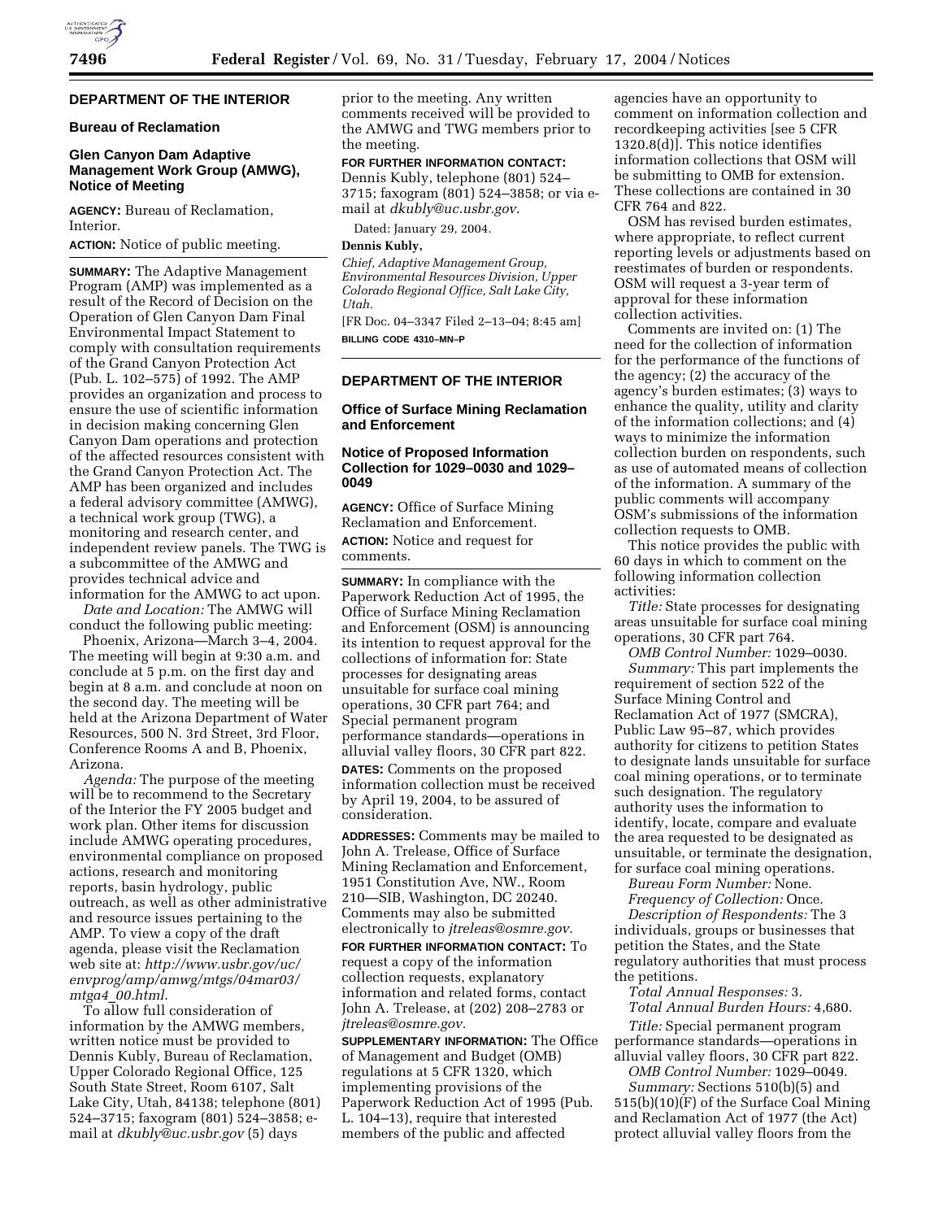## DEPARTMENT OF THE INTERIOR

### Bureau of Reclamation

### Glen Canyon Dam Adaptive Management Work Group (AMWG), Notice of Meeting

**AGENCY:** Bureau of Reclamation, Interior.

**ACTION:** Notice of public meeting.

**SUMMARY:** The Adaptive Management Program (AMP) was implemented as a result of the Record of Decision on the Operation of Glen Canyon Dam Final Environmental Impact Statement to comply with consultation requirements of the Grand Canyon Protection Act (Pub. L. 102–575) of 1992. The AMP provides an organization and process to ensure the use of scientific information in decision making concerning Glen Canyon Dam operations and protection of the affected resources consistent with the Grand Canyon Protection Act. The AMP has been organized and includes a federal advisory committee (AMWG), a technical work group (TWG), a monitoring and research center, and independent review panels. The TWG is a subcommittee of the AMWG and provides technical advice and information for the AMWG to act upon.

*Date and Location:* The AMWG will conduct the following public meeting:

Phoenix, Arizona—March 3–4, 2004. The meeting will begin at 9:30 a.m. and conclude at 5 p.m. on the first day and begin at 8 a.m. and conclude at noon on the second day. The meeting will be held at the Arizona Department of Water Resources, 500 N. 3rd Street, 3rd Floor, Conference Rooms A and B, Phoenix, Arizona.

*Agenda:* The purpose of the meeting will be to recommend to the Secretary of the Interior the FY 2005 budget and work plan. Other items for discussion include AMWG operating procedures, environmental compliance on proposed actions, research and monitoring reports, basin hydrology, public outreach, as well as other administrative and resource issues pertaining to the AMP. To view a copy of the draft agenda, please visit the Reclamation web site at: *http://www.usbr.gov/uc/envprog/amp/amwg/mtgs/04mar03/mtga4_00.html*.

To allow full consideration of information by the AMWG members, written notice must be provided to Dennis Kubly, Bureau of Reclamation, Upper Colorado Regional Office, 125 South State Street, Room 6107, Salt Lake City, Utah, 84138; telephone (801) 524–3715; faxogram (801) 524–3858; e-mail at *dkubly@uc.usbr.gov* (5) days prior to the meeting. Any written comments received will be provided to the AMWG and TWG members prior to the meeting.

**FOR FURTHER INFORMATION CONTACT:** Dennis Kubly, telephone (801) 524–3715; faxogram (801) 524–3858; or via e-mail at *dkubly@uc.usbr.gov*.

Dated: January 29, 2004.

**Dennis Kubly,**

*Chief, Adaptive Management Group, Environmental Resources Division, Upper Colorado Regional Office, Salt Lake City, Utah.*

[FR Doc. 04–3347 Filed 2–13–04; 8:45 am]

**BILLING CODE 4310–MN–P**

## DEPARTMENT OF THE INTERIOR

### Office of Surface Mining Reclamation and Enforcement

### Notice of Proposed Information Collection for 1029–0030 and 1029–0049

**AGENCY:** Office of Surface Mining Reclamation and Enforcement.

**ACTION:** Notice and request for comments.

**SUMMARY:** In compliance with the Paperwork Reduction Act of 1995, the Office of Surface Mining Reclamation and Enforcement (OSM) is announcing its intention to request approval for the collections of information for: State processes for designating areas unsuitable for surface coal mining operations, 30 CFR part 764; and Special permanent program performance standards—operations in alluvial valley floors, 30 CFR part 822.

**DATES:** Comments on the proposed information collection must be received by April 19, 2004, to be assured of consideration.

**ADDRESSES:** Comments may be mailed to John A. Trelease, Office of Surface Mining Reclamation and Enforcement, 1951 Constitution Ave, NW., Room 210—SIB, Washington, DC 20240. Comments may also be submitted electronically to *jtreleas@osmre.gov.*

**FOR FURTHER INFORMATION CONTACT:** To request a copy of the information collection requests, explanatory information and related forms, contact John A. Trelease, at (202) 208–2783 or *jtreleas@osmre.gov.*

**SUPPLEMENTARY INFORMATION:** The Office of Management and Budget (OMB) regulations at 5 CFR 1320, which implementing provisions of the Paperwork Reduction Act of 1995 (Pub. L. 104–13), require that interested members of the public and affected agencies have an opportunity to comment on information collection and recordkeeping activities [see 5 CFR 1320.8(d)]. This notice identifies information collections that OSM will be submitting to OMB for extension. These collections are contained in 30 CFR 764 and 822.

OSM has revised burden estimates, where appropriate, to reflect current reporting levels or adjustments based on reestimates of burden or respondents. OSM will request a 3-year term of approval for these information collection activities.

Comments are invited on: (1) The need for the collection of information for the performance of the functions of the agency; (2) the accuracy of the agency's burden estimates; (3) ways to enhance the quality, utility and clarity of the information collections; and (4) ways to minimize the information collection burden on respondents, such as use of automated means of collection of the information. A summary of the public comments will accompany OSM's submissions of the information collection requests to OMB.

This notice provides the public with 60 days in which to comment on the following information collection activities:

*Title:* State processes for designating areas unsuitable for surface coal mining operations, 30 CFR part 764.

*OMB Control Number:* 1029–0030.

*Summary:* This part implements the requirement of section 522 of the Surface Mining Control and Reclamation Act of 1977 (SMCRA), Public Law 95–87, which provides authority for citizens to petition States to designate lands unsuitable for surface coal mining operations, or to terminate such designation. The regulatory authority uses the information to identify, locate, compare and evaluate the area requested to be designated as unsuitable, or terminate the designation, for surface coal mining operations.

*Bureau Form Number:* None.

*Frequency of Collection:* Once.

*Description of Respondents:* The 3 individuals, groups or businesses that petition the States, and the State regulatory authorities that must process the petitions.

*Total Annual Responses:* 3.

*Total Annual Burden Hours:* 4,680.

*Title:* Special permanent program performance standards—operations in alluvial valley floors, 30 CFR part 822.

*OMB Control Number:* 1029–0049.

*Summary:* Sections 510(b)(5) and 515(b)(10)(F) of the Surface Coal Mining and Reclamation Act of 1977 (the Act) protect alluvial valley floors from the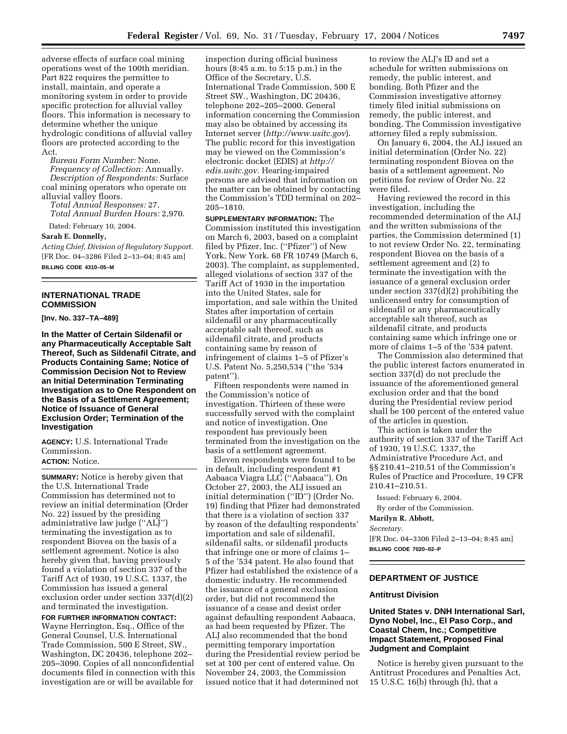adverse effects of surface coal mining operations west of the 100th meridian. Part 822 requires the permittee to install, maintain, and operate a monitoring system in order to provide specific protection for alluvial valley floors. This information is necessary to determine whether the unique hydrologic conditions of alluvial valley floors are protected according to the Act.

*Bureau Form Number:* None.

*Frequency of Collection:* Annually.

*Description of Respondents:* Surface coal mining operators who operate on alluvial valley floors.

*Total Annual Responses:* 27.

*Total Annual Burden Hours:* 2,970.

Dated: February 10, 2004.

**Sarah E. Donnelly,**

*Acting Chief, Division of Regulatory Support.*

[FR Doc. 04–3286 Filed 2–13–04; 8:45 am]

**BILLING CODE 4310–05–M**

## INTERNATIONAL TRADE COMMISSION

**[Inv. No. 337–TA–489]**

### In the Matter of Certain Sildenafil or any Pharmaceutically Acceptable Salt Thereof, Such as Sildenafil Citrate, and Products Containing Same; Notice of Commission Decision Not to Review an Initial Determination Terminating Investigation as to One Respondent on the Basis of a Settlement Agreement; Notice of Issuance of General Exclusion Order; Termination of the Investigation

**AGENCY:** U.S. International Trade Commission.

**ACTION:** Notice.

**SUMMARY:** Notice is hereby given that the U.S. International Trade Commission has determined not to review an initial determination (Order No. 22) issued by the presiding administrative law judge (''ALJ'') terminating the investigation as to respondent Biovea on the basis of a settlement agreement. Notice is also hereby given that, having previously found a violation of section 337 of the Tariff Act of 1930, 19 U.S.C. 1337, the Commission has issued a general exclusion order under section 337(d)(2) and terminated the investigation.

**FOR FURTHER INFORMATION CONTACT:** Wayne Herrington, Esq., Office of the General Counsel, U.S. International Trade Commission, 500 E Street, SW., Washington, DC 20436, telephone 202–205–3090. Copies of all nonconfidential documents filed in connection with this investigation are or will be available for inspection during official business hours (8:45 a.m. to 5:15 p.m.) in the Office of the Secretary, U.S. International Trade Commission, 500 E Street SW., Washington, DC 20436, telephone 202–205–2000. General information concerning the Commission may also be obtained by accessing its Internet server (*http://www.usitc.gov*). The public record for this investigation may be viewed on the Commission's electronic docket (EDIS) at *http://edis.usitc.gov.* Hearing-impaired persons are advised that information on the matter can be obtained by contacting the Commission's TDD terminal on 202–205–1810.

**SUPPLEMENTARY INFORMATION:** The Commission instituted this investigation on March 6, 2003, based on a complaint filed by Pfizer, Inc. (''Pfizer'') of New York, New York. 68 FR 10749 (March 6, 2003). The complaint, as supplemented, alleged violations of section 337 of the Tariff Act of 1930 in the importation into the United States, sale for importation, and sale within the United States after importation of certain sildenafil or any pharmaceutically acceptable salt thereof, such as sildenafil citrate, and products containing same by reason of infringement of claims 1–5 of Pfizer's U.S. Patent No. 5,250,534 (''the '534 patent'').

Fifteen respondents were named in the Commission's notice of investigation. Thirteen of these were successfully served with the complaint and notice of investigation. One respondent has previously been terminated from the investigation on the basis of a settlement agreement.

Eleven respondents were found to be in default, including respondent #1 Aabaaca Viagra LLC (''Aabaaca''). On October 27, 2003, the ALJ issued an initial determination (''ID'') (Order No. 19) finding that Pfizer had demonstrated that there is a violation of section 337 by reason of the defaulting respondents' importation and sale of sildenafil, sildenafil salts, or sildenafil products that infringe one or more of claims 1–5 of the '534 patent. He also found that Pfizer had established the existence of a domestic industry. He recommended the issuance of a general exclusion order, but did not recommend the issuance of a cease and desist order against defaulting respondent Aabaaca, as had been requested by Pfizer. The ALJ also recommended that the bond permitting temporary importation during the Presidential review period be set at 100 per cent of entered value. On November 24, 2003, the Commission issued notice that it had determined not to review the ALJ's ID and set a schedule for written submissions on remedy, the public interest, and bonding. Both Pfizer and the Commission investigative attorney timely filed initial submissions on remedy, the public interest, and bonding. The Commission investigative attorney filed a reply submission.

On January 6, 2004, the ALJ issued an initial determination (Order No. 22) terminating respondent Biovea on the basis of a settlement agreement. No petitions for review of Order No. 22 were filed.

Having reviewed the record in this investigation, including the recommended determination of the ALJ and the written submissions of the parties, the Commission determined (1) to not review Order No. 22, terminating respondent Biovea on the basis of a settlement agreement and (2) to terminate the investigation with the issuance of a general exclusion order under section 337(d)(2) prohibiting the unlicensed entry for consumption of sildenafil or any pharmaceutically acceptable salt thereof, such as sildenafil citrate, and products containing same which infringe one or more of claims 1–5 of the '534 patent.

The Commission also determined that the public interest factors enumerated in section 337(d) do not preclude the issuance of the aforementioned general exclusion order and that the bond during the Presidential review period shall be 100 percent of the entered value of the articles in question.

This action is taken under the authority of section 337 of the Tariff Act of 1930, 19 U.S.C. 1337, the Administrative Procedure Act, and §§ 210.41–210.51 of the Commission's Rules of Practice and Procedure, 19 CFR 210.41–210.51.

Issued: February 6, 2004.

By order of the Commission.

**Marilyn R. Abbott,**

*Secretary.*

[FR Doc. 04–3306 Filed 2–13–04; 8:45 am]

**BILLING CODE 7020–02–P**

## DEPARTMENT OF JUSTICE

### Antitrust Division

### United States v. DNH International Sarl, Dyno Nobel, Inc., El Paso Corp., and Coastal Chem, Inc.; Competitive Impact Statement, Proposed Final Judgment and Complaint

Notice is hereby given pursuant to the Antitrust Procedures and Penalties Act, 15 U.S.C. 16(b) through (h), that a